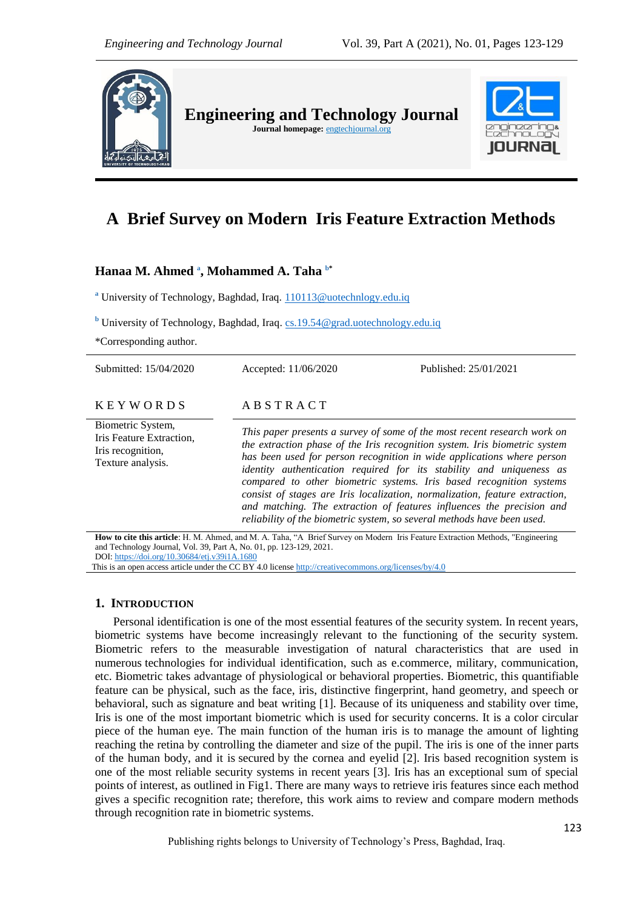# A Brief Survey on Modern Iris Feature Extraction Methods

**Hanaa M. Ahmed** [a], **Mohammed A. Taha** [b*]

[a] University of Technology, Baghdad, Iraq. 110113@uotechnlogy.edu.iq

[b] University of Technology, Baghdad, Iraq. cs.19.54@grad.uotechnology.edu.iq

*Corresponding author.

Submitted: 15/04/2020 | Accepted: 11/06/2020 | Published: 25/01/2021

## KEYWORDS

Biometric System, Iris Feature Extraction, Iris recognition, Texture analysis.

## ABSTRACT

*This paper presents a survey of some of the most recent research work on the extraction phase of the Iris recognition system. Iris biometric system has been used for person recognition in wide applications where person identity authentication required for its stability and uniqueness as compared to other biometric systems. Iris based recognition systems consist of stages are Iris localization, normalization, feature extraction, and matching. The extraction of features influences the precision and reliability of the biometric system, so several methods have been used.*

**How to cite this article**: H. M. Ahmed, and M. A. Taha, "A Brief Survey on Modern Iris Feature Extraction Methods, "Engineering and Technology Journal, Vol. 39, Part A, No. 01, pp. 123-129, 2021.
DOI: https://doi.org/10.30684/etj.v39i1A.1680
This is an open access article under the CC BY 4.0 license http://creativecommons.org/licenses/by/4.0

## 1. Introduction

Personal identification is one of the most essential features of the security system. In recent years, biometric systems have become increasingly relevant to the functioning of the security system. Biometric refers to the measurable investigation of natural characteristics that are used in numerous technologies for individual identification, such as e.commerce, military, communication, etc. Biometric takes advantage of physiological or behavioral properties. Biometric, this quantifiable feature can be physical, such as the face, iris, distinctive fingerprint, hand geometry, and speech or behavioral, such as signature and beat writing [1]. Because of its uniqueness and stability over time, Iris is one of the most important biometric which is used for security concerns. It is a color circular piece of the human eye. The main function of the human iris is to manage the amount of lighting reaching the retina by controlling the diameter and size of the pupil. The iris is one of the inner parts of the human body, and it is secured by the cornea and eyelid [2]. Iris based recognition system is one of the most reliable security systems in recent years [3]. Iris has an exceptional sum of special points of interest, as outlined in Fig1. There are many ways to retrieve iris features since each method gives a specific recognition rate; therefore, this work aims to review and compare modern methods through recognition rate in biometric systems.

Publishing rights belongs to University of Technology's Press, Baghdad, Iraq.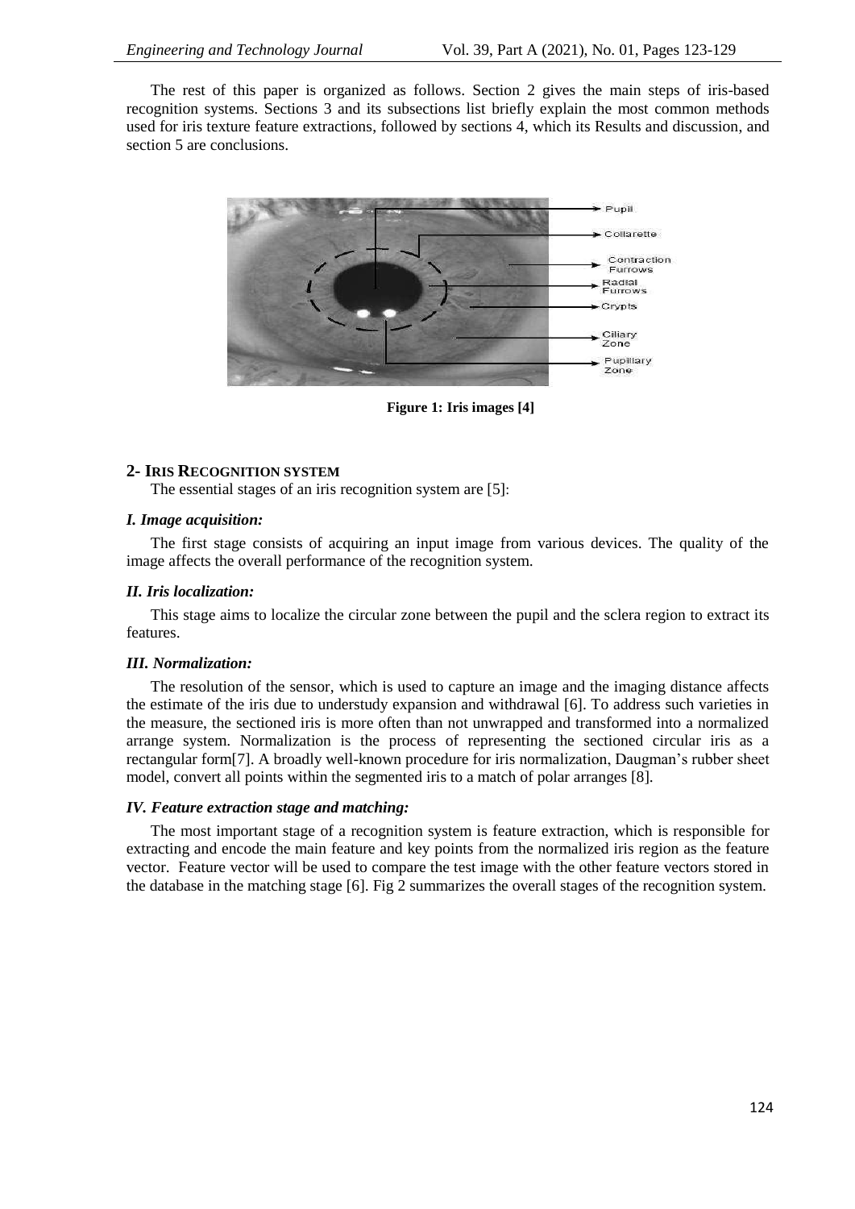The rest of this paper is organized as follows. Section 2 gives the main steps of iris-based recognition systems. Sections 3 and its subsections list briefly explain the most common methods used for iris texture feature extractions, followed by sections 4, which its Results and discussion, and section 5 are conclusions.

**Figure 1: Iris images [4]**

## 2- IRIS RECOGNITION SYSTEM

The essential stages of an iris recognition system are [5]:

### *I. Image acquisition:*

The first stage consists of acquiring an input image from various devices. The quality of the image affects the overall performance of the recognition system.

### *II. Iris localization:*

This stage aims to localize the circular zone between the pupil and the sclera region to extract its features.

### *III. Normalization:*

The resolution of the sensor, which is used to capture an image and the imaging distance affects the estimate of the iris due to understudy expansion and withdrawal [6]. To address such varieties in the measure, the sectioned iris is more often than not unwrapped and transformed into a normalized arrange system. Normalization is the process of representing the sectioned circular iris as a rectangular form[7]. A broadly well-known procedure for iris normalization, Daugman's rubber sheet model, convert all points within the segmented iris to a match of polar arranges [8].

### *IV. Feature extraction stage and matching:*

The most important stage of a recognition system is feature extraction, which is responsible for extracting and encode the main feature and key points from the normalized iris region as the feature vector. Feature vector will be used to compare the test image with the other feature vectors stored in the database in the matching stage [6]. Fig 2 summarizes the overall stages of the recognition system.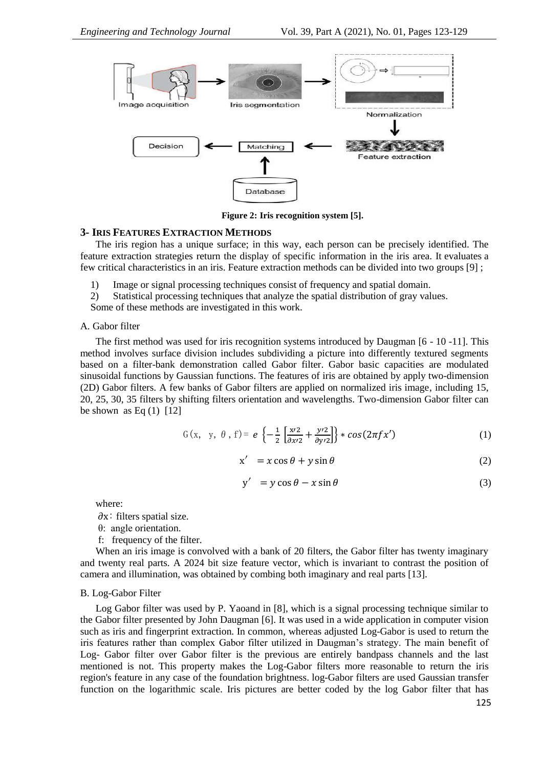**Figure 2: Iris recognition system [5].**

## 3- Iris Features Extraction Methods

The iris region has a unique surface; in this way, each person can be precisely identified. The feature extraction strategies return the display of specific information in the iris area. It evaluates a few critical characteristics in an iris. Feature extraction methods can be divided into two groups [9] ;

1) Image or signal processing techniques consist of frequency and spatial domain.
2) Statistical processing techniques that analyze the spatial distribution of gray values.

Some of these methods are investigated in this work.

### A. Gabor filter

The first method was used for iris recognition systems introduced by Daugman [6 - 10 -11]. This method involves surface division includes subdividing a picture into differently textured segments based on a filter-bank demonstration called Gabor filter. Gabor basic capacities are modulated sinusoidal functions by Gaussian functions. The features of iris are obtained by apply two-dimension (2D) Gabor filters. A few banks of Gabor filters are applied on normalized iris image, including 15, 20, 25, 30, 35 filters by shifting filters orientation and wavelengths. Two-dimension Gabor filter can be shown as Eq (1) [12]

$$G(x,\ y,\ \theta,\ f) = e\left\{-\frac{1}{2}\left[\frac{x'2}{\partial x'2}+\frac{y'2}{\partial y'2}\right]\right\} * cos(2\pi f x') \tag{1}$$

$$x' = x\cos\theta + y\sin\theta \tag{2}$$

$$y' = y\cos\theta - x\sin\theta \tag{3}$$

where:

$\partial x$: filters spatial size.

θ: angle orientation.

f: frequency of the filter.

When an iris image is convolved with a bank of 20 filters, the Gabor filter has twenty imaginary and twenty real parts. A 2024 bit size feature vector, which is invariant to contrast the position of camera and illumination, was obtained by combing both imaginary and real parts [13].

### B. Log-Gabor Filter

Log Gabor filter was used by P. Yaoand in [8], which is a signal processing technique similar to the Gabor filter presented by John Daugman [6]. It was used in a wide application in computer vision such as iris and fingerprint extraction. In common, whereas adjusted Log-Gabor is used to return the iris features rather than complex Gabor filter utilized in Daugman's strategy. The main benefit of Log- Gabor filter over Gabor filter is the previous are entirely bandpass channels and the last mentioned is not. This property makes the Log-Gabor filters more reasonable to return the iris region's feature in any case of the foundation brightness. log-Gabor filters are used Gaussian transfer function on the logarithmic scale. Iris pictures are better coded by the log Gabor filter that has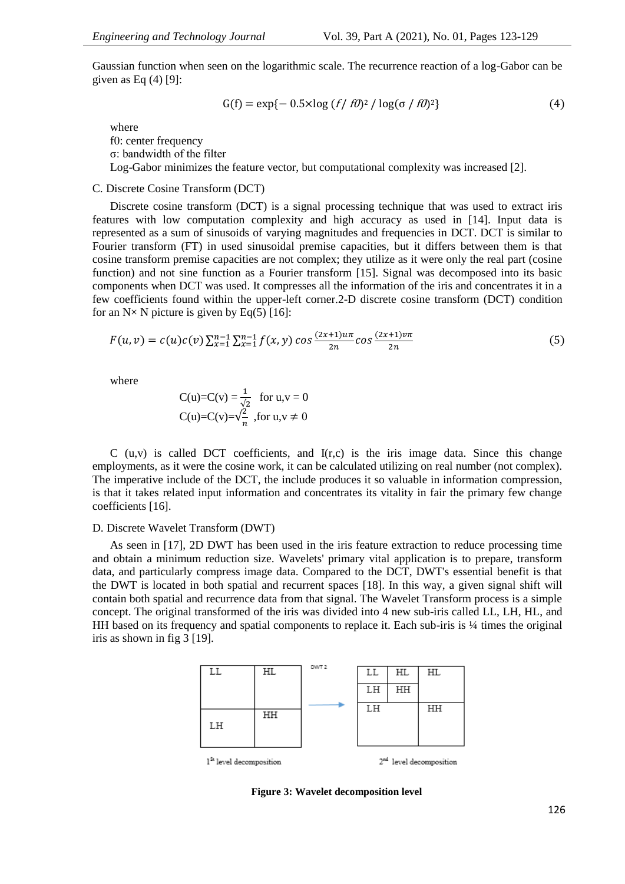Gaussian function when seen on the logarithmic scale. The recurrence reaction of a log-Gabor can be given as Eq (4) [9]:

$$G(f) = \exp\{-\ 0.5\times\log\ (f/\ f0)^2\ /\ \log(\sigma\ /\ f0)^2\} \tag{4}$$

where

f0: center frequency

σ: bandwidth of the filter

Log-Gabor minimizes the feature vector, but computational complexity was increased [2].

### C. Discrete Cosine Transform (DCT)

Discrete cosine transform (DCT) is a signal processing technique that was used to extract iris features with low computation complexity and high accuracy as used in [14]. Input data is represented as a sum of sinusoids of varying magnitudes and frequencies in DCT. DCT is similar to Fourier transform (FT) in used sinusoidal premise capacities, but it differs between them is that cosine transform premise capacities are not complex; they utilize as it were only the real part (cosine function) and not sine function as a Fourier transform [15]. Signal was decomposed into its basic components when DCT was used. It compresses all the information of the iris and concentrates it in a few coefficients found within the upper-left corner.2-D discrete cosine transform (DCT) condition for an N× N picture is given by Eq(5) [16]:

$$F(u,v) = c(u)c(v)\sum_{x=1}^{n-1}\sum_{x=1}^{n-1} f(x,y)\cos\frac{(2x+1)u\pi}{2n}\cos\frac{(2x+1)v\pi}{2n} \tag{5}$$

where

$$C(u)=C(v) = \frac{1}{\sqrt{2}} \quad \text{for } u,v = 0$$

$$C(u)=C(v)=\sqrt{\frac{2}{n}} \quad ,\text{for } u,v \neq 0$$

C (u,v) is called DCT coefficients, and I(r,c) is the iris image data. Since this change employments, as it were the cosine work, it can be calculated utilizing on real number (not complex). The imperative include of the DCT, the include produces it so valuable in information compression, is that it takes related input information and concentrates its vitality in fair the primary few change coefficients [16].

### D. Discrete Wavelet Transform (DWT)

As seen in [17], 2D DWT has been used in the iris feature extraction to reduce processing time and obtain a minimum reduction size. Wavelets' primary vital application is to prepare, transform data, and particularly compress image data. Compared to the DCT, DWT's essential benefit is that the DWT is located in both spatial and recurrent spaces [18]. In this way, a given signal shift will contain both spatial and recurrence data from that signal. The Wavelet Transform process is a simple concept. The original transformed of the iris was divided into 4 new sub-iris called LL, LH, HL, and HH based on its frequency and spatial components to replace it. Each sub-iris is ¼ times the original iris as shown in fig 3 [19].

1st level decomposition — DWT 2 → 2nd level decomposition

**Figure 3: Wavelet decomposition level**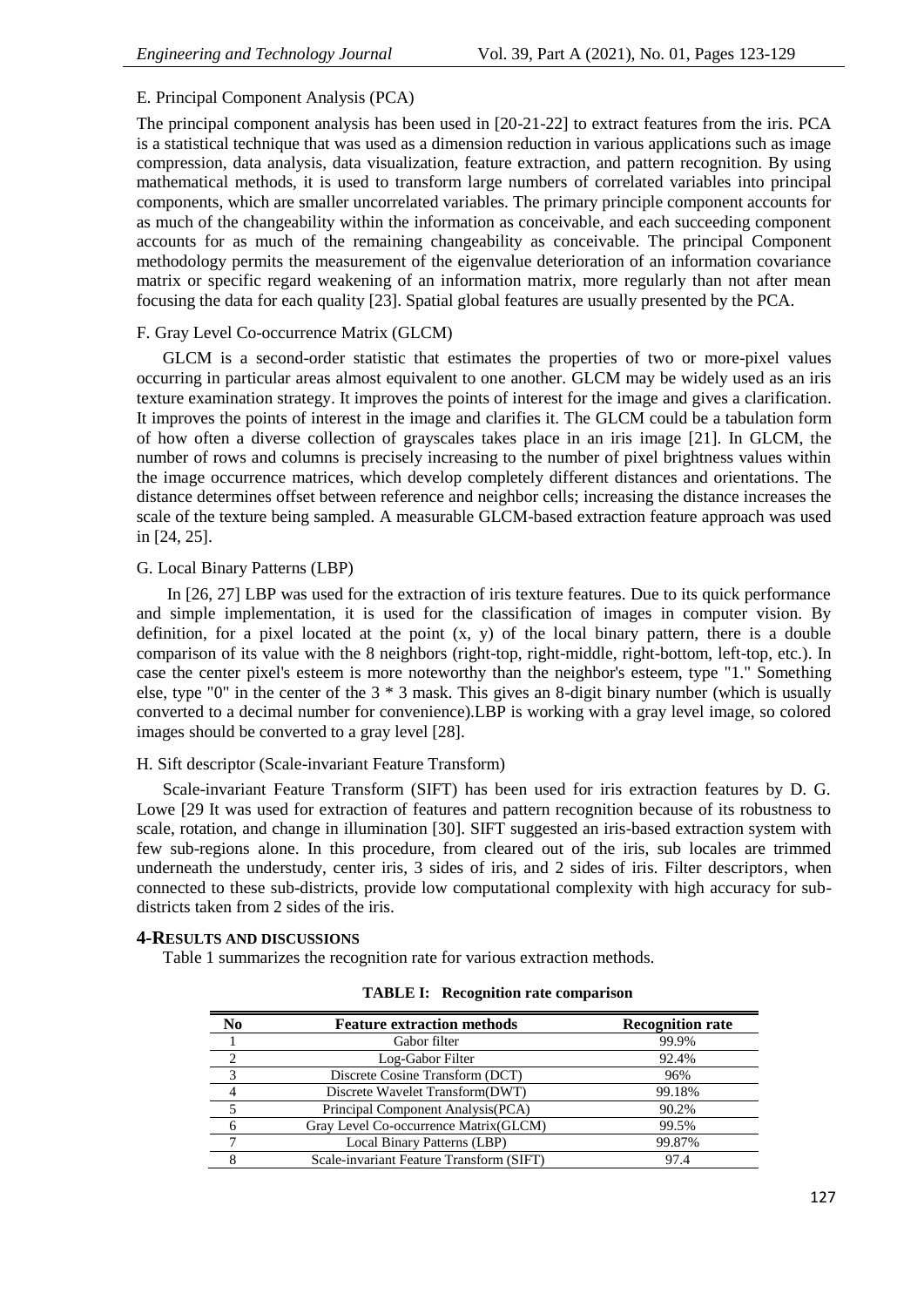E. Principal Component Analysis (PCA)

The principal component analysis has been used in [20-21-22] to extract features from the iris. PCA is a statistical technique that was used as a dimension reduction in various applications such as image compression, data analysis, data visualization, feature extraction, and pattern recognition. By using mathematical methods, it is used to transform large numbers of correlated variables into principal components, which are smaller uncorrelated variables. The primary principle component accounts for as much of the changeability within the information as conceivable, and each succeeding component accounts for as much of the remaining changeability as conceivable. The principal Component methodology permits the measurement of the eigenvalue deterioration of an information covariance matrix or specific regard weakening of an information matrix, more regularly than not after mean focusing the data for each quality [23]. Spatial global features are usually presented by the PCA.

F. Gray Level Co-occurrence Matrix (GLCM)

GLCM is a second-order statistic that estimates the properties of two or more-pixel values occurring in particular areas almost equivalent to one another. GLCM may be widely used as an iris texture examination strategy. It improves the points of interest for the image and gives a clarification. It improves the points of interest in the image and clarifies it. The GLCM could be a tabulation form of how often a diverse collection of grayscales takes place in an iris image [21]. In GLCM, the number of rows and columns is precisely increasing to the number of pixel brightness values within the image occurrence matrices, which develop completely different distances and orientations. The distance determines offset between reference and neighbor cells; increasing the distance increases the scale of the texture being sampled. A measurable GLCM-based extraction feature approach was used in [24, 25].

G. Local Binary Patterns (LBP)

In [26, 27] LBP was used for the extraction of iris texture features. Due to its quick performance and simple implementation, it is used for the classification of images in computer vision. By definition, for a pixel located at the point (x, y) of the local binary pattern, there is a double comparison of its value with the 8 neighbors (right-top, right-middle, right-bottom, left-top, etc.). In case the center pixel's esteem is more noteworthy than the neighbor's esteem, type "1." Something else, type "0" in the center of the 3 * 3 mask. This gives an 8-digit binary number (which is usually converted to a decimal number for convenience).LBP is working with a gray level image, so colored images should be converted to a gray level [28].

H. Sift descriptor (Scale-invariant Feature Transform)

Scale-invariant Feature Transform (SIFT) has been used for iris extraction features by D. G. Lowe [29 It was used for extraction of features and pattern recognition because of its robustness to scale, rotation, and change in illumination [30]. SIFT suggested an iris-based extraction system with few sub-regions alone. In this procedure, from cleared out of the iris, sub locales are trimmed underneath the understudy, center iris, 3 sides of iris, and 2 sides of iris. Filter descriptors, when connected to these sub-districts, provide low computational complexity with high accuracy for sub-districts taken from 2 sides of the iris.

## 4-RESULTS AND DISCUSSIONS

Table 1 summarizes the recognition rate for various extraction methods.

**TABLE I: Recognition rate comparison**

| No | Feature extraction methods | Recognition rate |
|---|---|---|
| 1 | Gabor filter | 99.9% |
| 2 | Log-Gabor Filter | 92.4% |
| 3 | Discrete Cosine Transform (DCT) | 96% |
| 4 | Discrete Wavelet Transform(DWT) | 99.18% |
| 5 | Principal Component Analysis(PCA) | 90.2% |
| 6 | Gray Level Co-occurrence Matrix(GLCM) | 99.5% |
| 7 | Local Binary Patterns (LBP) | 99.87% |
| 8 | Scale-invariant Feature Transform (SIFT) | 97.4 |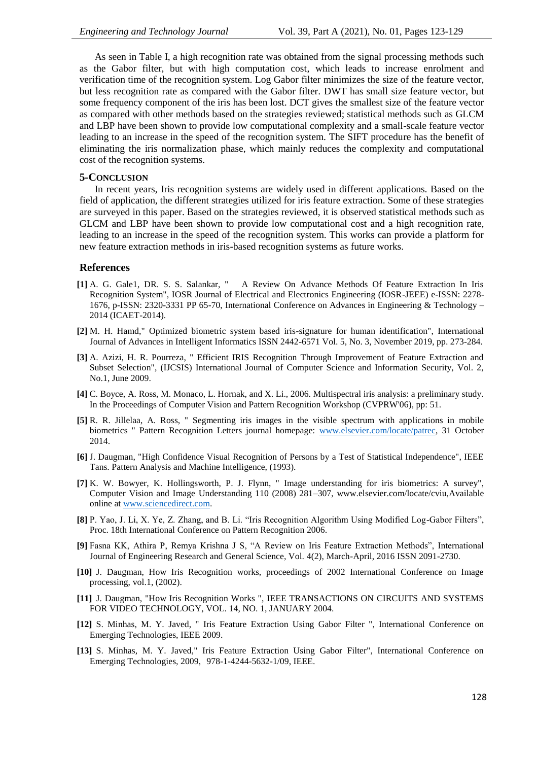As seen in Table I, a high recognition rate was obtained from the signal processing methods such as the Gabor filter, but with high computation cost, which leads to increase enrolment and verification time of the recognition system. Log Gabor filter minimizes the size of the feature vector, but less recognition rate as compared with the Gabor filter. DWT has small size feature vector, but some frequency component of the iris has been lost. DCT gives the smallest size of the feature vector as compared with other methods based on the strategies reviewed; statistical methods such as GLCM and LBP have been shown to provide low computational complexity and a small-scale feature vector leading to an increase in the speed of the recognition system. The SIFT procedure has the benefit of eliminating the iris normalization phase, which mainly reduces the complexity and computational cost of the recognition systems.

## 5-Conclusion

In recent years, Iris recognition systems are widely used in different applications. Based on the field of application, the different strategies utilized for iris feature extraction. Some of these strategies are surveyed in this paper. Based on the strategies reviewed, it is observed statistical methods such as GLCM and LBP have been shown to provide low computational cost and a high recognition rate, leading to an increase in the speed of the recognition system. This works can provide a platform for new feature extraction methods in iris-based recognition systems as future works.

## References

**[1]** A. G. Gale1, DR. S. S. Salankar, " A Review On Advance Methods Of Feature Extraction In Iris Recognition System", IOSR Journal of Electrical and Electronics Engineering (IOSR-JEEE) e-ISSN: 2278-1676, p-ISSN: 2320-3331 PP 65-70, International Conference on Advances in Engineering & Technology – 2014 (ICAET-2014).

**[2]** M. H. Hamd," Optimized biometric system based iris-signature for human identification", International Journal of Advances in Intelligent Informatics ISSN 2442-6571 Vol. 5, No. 3, November 2019, pp. 273-284.

**[3]** A. Azizi, H. R. Pourreza, " Efficient IRIS Recognition Through Improvement of Feature Extraction and Subset Selection", (IJCSIS) International Journal of Computer Science and Information Security, Vol. 2, No.1, June 2009.

**[4]** C. Boyce, A. Ross, M. Monaco, L. Hornak, and X. Li., 2006. Multispectral iris analysis: a preliminary study. In the Proceedings of Computer Vision and Pattern Recognition Workshop (CVPRW'06), pp: 51.

**[5]** R. R. Jillelaa, A. Ross, " Segmenting iris images in the visible spectrum with applications in mobile biometrics " Pattern Recognition Letters journal homepage: www.elsevier.com/locate/patrec, 31 October 2014.

**[6]** J. Daugman, "High Confidence Visual Recognition of Persons by a Test of Statistical Independence", IEEE Tans. Pattern Analysis and Machine Intelligence, (1993).

**[7]** K. W. Bowyer, K. Hollingsworth, P. J. Flynn, " Image understanding for iris biometrics: A survey", Computer Vision and Image Understanding 110 (2008) 281–307, www.elsevier.com/locate/cviu,Available online at www.sciencedirect.com.

**[8]** P. Yao, J. Li, X. Ye, Z. Zhang, and B. Li. "Iris Recognition Algorithm Using Modified Log-Gabor Filters", Proc. 18th International Conference on Pattern Recognition 2006.

**[9]** Fasna KK, Athira P, Remya Krishna J S, "A Review on Iris Feature Extraction Methods", International Journal of Engineering Research and General Science, Vol. 4(2), March-April, 2016 ISSN 2091-2730.

**[10]** J. Daugman, How Iris Recognition works, proceedings of 2002 International Conference on Image processing, vol.1, (2002).

**[11]** J. Daugman, "How Iris Recognition Works ", IEEE TRANSACTIONS ON CIRCUITS AND SYSTEMS FOR VIDEO TECHNOLOGY, VOL. 14, NO. 1, JANUARY 2004.

**[12]** S. Minhas, M. Y. Javed, " Iris Feature Extraction Using Gabor Filter ", International Conference on Emerging Technologies, IEEE 2009.

**[13]** S. Minhas, M. Y. Javed," Iris Feature Extraction Using Gabor Filter", International Conference on Emerging Technologies, 2009, 978-1-4244-5632-1/09, IEEE.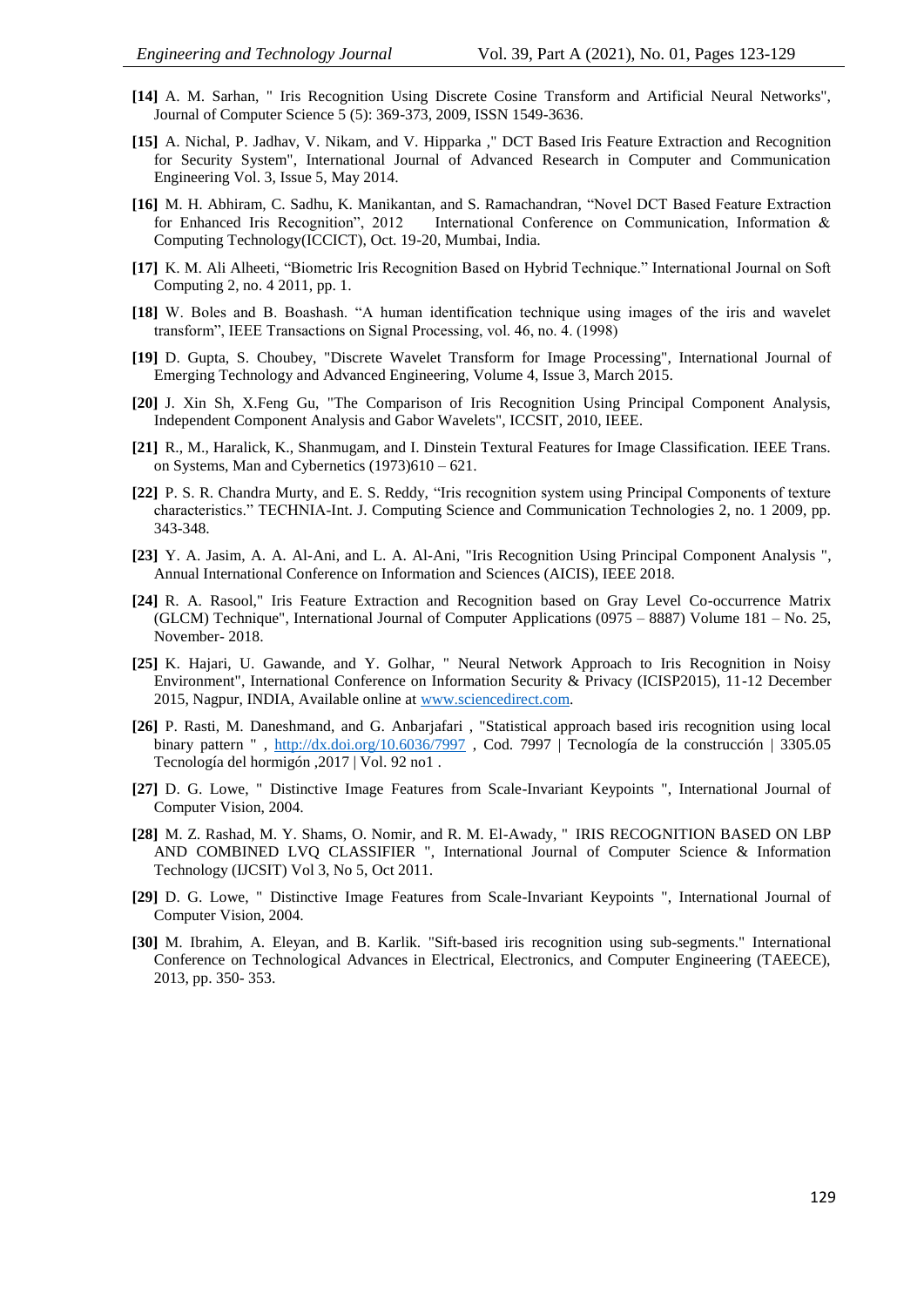**[14]** A. M. Sarhan, " Iris Recognition Using Discrete Cosine Transform and Artificial Neural Networks", Journal of Computer Science 5 (5): 369-373, 2009, ISSN 1549-3636.

**[15]** A. Nichal, P. Jadhav, V. Nikam, and V. Hipparka ," DCT Based Iris Feature Extraction and Recognition for Security System", International Journal of Advanced Research in Computer and Communication Engineering Vol. 3, Issue 5, May 2014.

**[16]** M. H. Abhiram, C. Sadhu, K. Manikantan, and S. Ramachandran, "Novel DCT Based Feature Extraction for Enhanced Iris Recognition", 2012 International Conference on Communication, Information & Computing Technology(ICCICT), Oct. 19-20, Mumbai, India.

**[17]** K. M. Ali Alheeti, "Biometric Iris Recognition Based on Hybrid Technique." International Journal on Soft Computing 2, no. 4 2011, pp. 1.

**[18]** W. Boles and B. Boashash. "A human identification technique using images of the iris and wavelet transform", IEEE Transactions on Signal Processing, vol. 46, no. 4. (1998)

**[19]** D. Gupta, S. Choubey, "Discrete Wavelet Transform for Image Processing", International Journal of Emerging Technology and Advanced Engineering, Volume 4, Issue 3, March 2015.

**[20]** J. Xin Sh, X.Feng Gu, "The Comparison of Iris Recognition Using Principal Component Analysis, Independent Component Analysis and Gabor Wavelets", ICCSIT, 2010, IEEE.

**[21]** R., M., Haralick, K., Shanmugam, and I. Dinstein Textural Features for Image Classification. IEEE Trans. on Systems, Man and Cybernetics (1973)610 – 621.

**[22]** P. S. R. Chandra Murty, and E. S. Reddy, "Iris recognition system using Principal Components of texture characteristics." TECHNIA-Int. J. Computing Science and Communication Technologies 2, no. 1 2009, pp. 343-348.

**[23]** Y. A. Jasim, A. A. Al-Ani, and L. A. Al-Ani, "Iris Recognition Using Principal Component Analysis ", Annual International Conference on Information and Sciences (AICIS), IEEE 2018.

**[24]** R. A. Rasool," Iris Feature Extraction and Recognition based on Gray Level Co-occurrence Matrix (GLCM) Technique", International Journal of Computer Applications (0975 – 8887) Volume 181 – No. 25, November- 2018.

**[25]** K. Hajari, U. Gawande, and Y. Golhar, " Neural Network Approach to Iris Recognition in Noisy Environment", International Conference on Information Security & Privacy (ICISP2015), 11-12 December 2015, Nagpur, INDIA, Available online at www.sciencedirect.com.

**[26]** P. Rasti, M. Daneshmand, and G. Anbarjafari , "Statistical approach based iris recognition using local binary pattern " , http://dx.doi.org/10.6036/7997 , Cod. 7997 | Tecnología de la construcción | 3305.05 Tecnología del hormigón ,2017 | Vol. 92 no1 .

**[27]** D. G. Lowe, " Distinctive Image Features from Scale-Invariant Keypoints ", International Journal of Computer Vision, 2004.

**[28]** M. Z. Rashad, M. Y. Shams, O. Nomir, and R. M. El-Awady, " IRIS RECOGNITION BASED ON LBP AND COMBINED LVQ CLASSIFIER ", International Journal of Computer Science & Information Technology (IJCSIT) Vol 3, No 5, Oct 2011.

**[29]** D. G. Lowe, " Distinctive Image Features from Scale-Invariant Keypoints ", International Journal of Computer Vision, 2004.

**[30]** M. Ibrahim, A. Eleyan, and B. Karlik. "Sift-based iris recognition using sub-segments." International Conference on Technological Advances in Electrical, Electronics, and Computer Engineering (TAEECE), 2013, pp. 350- 353.